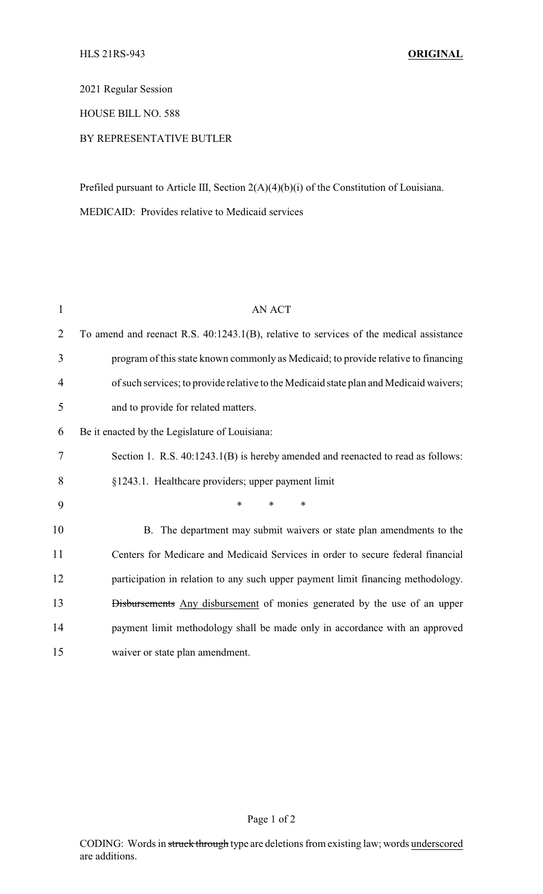HLS 21RS-943 **ORIGINAL**

2021 Regular Session

HOUSE BILL NO. 588

BY REPRESENTATIVE BUTLER

Prefiled pursuant to Article III, Section 2(A)(4)(b)(i) of the Constitution of Louisiana.

MEDICAID: Provides relative to Medicaid services

AN ACT

To amend and reenact R.S. 40:1243.1(B), relative to services of the medical assistance program of this state known commonly as Medicaid; to provide relative to financing of such services; to provide relative to the Medicaid state plan and Medicaid waivers; and to provide for related matters.

Be it enacted by the Legislature of Louisiana:

Section 1. R.S. 40:1243.1(B) is hereby amended and reenacted to read as follows:

§1243.1. Healthcare providers; upper payment limit

\* \* \*

B. The department may submit waivers or state plan amendments to the Centers for Medicare and Medicaid Services in order to secure federal financial participation in relation to any such upper payment limit financing methodology. ~~Disbursements~~ <u>Any disbursement</u> of monies generated by the use of an upper payment limit methodology shall be made only in accordance with an approved waiver or state plan amendment.

CODING: Words in ~~struck through~~ type are deletions from existing law; words <u>underscored</u> are additions.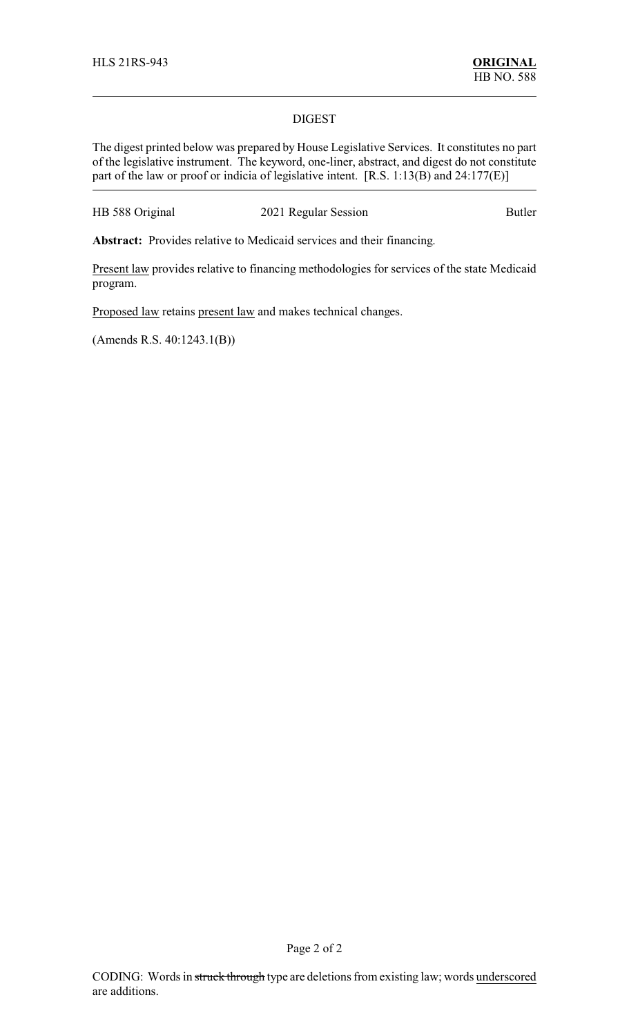## DIGEST

The digest printed below was prepared by House Legislative Services. It constitutes no part of the legislative instrument. The keyword, one-liner, abstract, and digest do not constitute part of the law or proof or indicia of legislative intent. [R.S. 1:13(B) and 24:177(E)]

| | | |
|---|---|---|
| HB 588 Original | 2021 Regular Session | Butler |

**Abstract:** Provides relative to Medicaid services and their financing.

Present law provides relative to financing methodologies for services of the state Medicaid program.

Proposed law retains present law and makes technical changes.

(Amends R.S. 40:1243.1(B))

CODING: Words in struck through type are deletions from existing law; words underscored are additions.